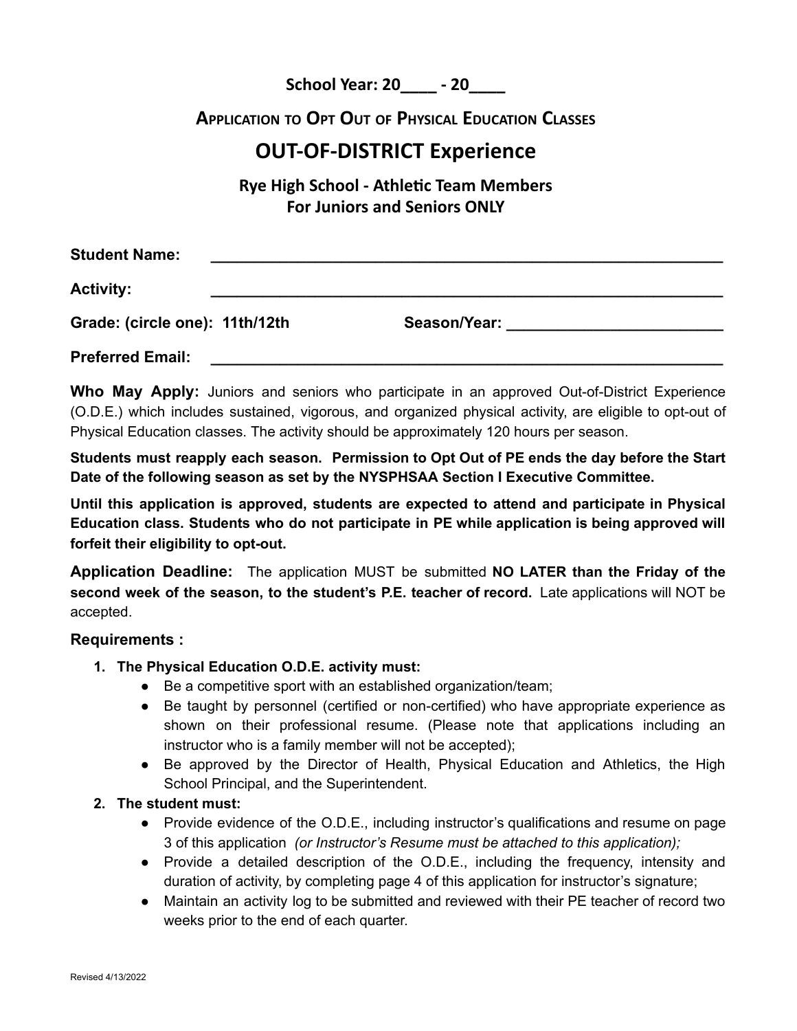**School Year: 20____ - 20____**

## Application to Opt Out of Physical Education Classes

# OUT-OF-DISTRICT Experience

### Rye High School - Athletic Team Members
### For Juniors and Seniors ONLY

**Student Name:** ______________________________________________________________

**Activity:** ______________________________________________________________

**Grade: (circle one): 11th/12th** **Season/Year:** _________________________

**Preferred Email:** ______________________________________________________________

**Who May Apply:** Juniors and seniors who participate in an approved Out-of-District Experience (O.D.E.) which includes sustained, vigorous, and organized physical activity, are eligible to opt-out of Physical Education classes. The activity should be approximately 120 hours per season.

**Students must reapply each season. Permission to Opt Out of PE ends the day before the Start Date of the following season as set by the NYSPHSAA Section I Executive Committee.**

**Until this application is approved, students are expected to attend and participate in Physical Education class. Students who do not participate in PE while application is being approved will forfeit their eligibility to opt-out.**

**Application Deadline:** The application MUST be submitted **NO LATER than the Friday of the second week of the season, to the student's P.E. teacher of record.** Late applications will NOT be accepted.

### Requirements :

1. **The Physical Education O.D.E. activity must:**
    - Be a competitive sport with an established organization/team;
    - Be taught by personnel (certified or non-certified) who have appropriate experience as shown on their professional resume. (Please note that applications including an instructor who is a family member will not be accepted);
    - Be approved by the Director of Health, Physical Education and Athletics, the High School Principal, and the Superintendent.
2. **The student must:**
    - Provide evidence of the O.D.E., including instructor's qualifications and resume on page 3 of this application *(or Instructor's Resume must be attached to this application);*
    - Provide a detailed description of the O.D.E., including the frequency, intensity and duration of activity, by completing page 4 of this application for instructor's signature;
    - Maintain an activity log to be submitted and reviewed with their PE teacher of record two weeks prior to the end of each quarter.

Revised 4/13/2022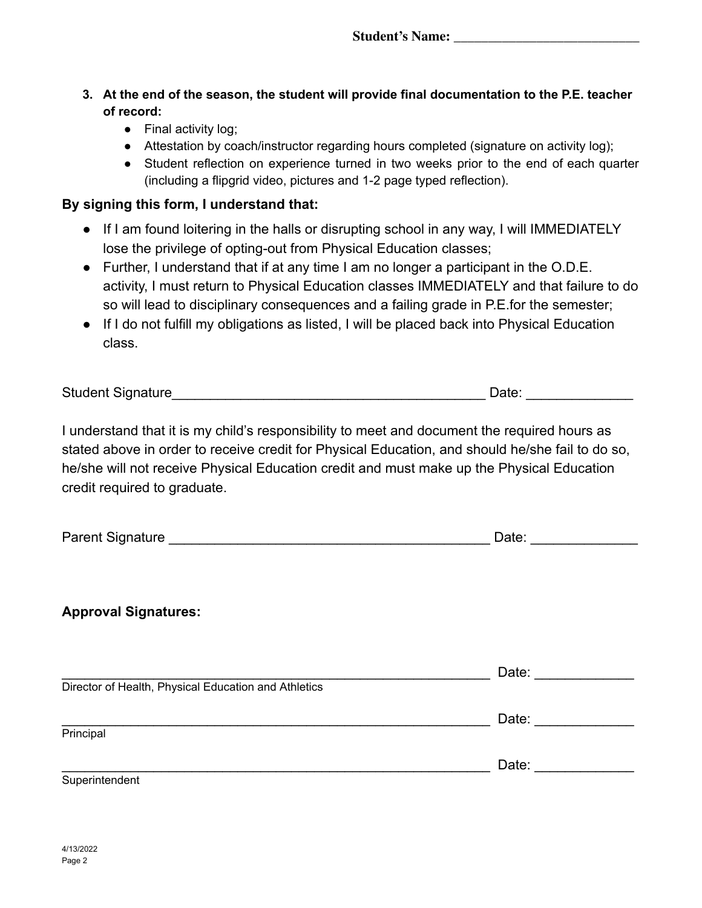**Student's Name: ___________________________**

3. **At the end of the season, the student will provide final documentation to the P.E. teacher of record:**
   - Final activity log;
   - Attestation by coach/instructor regarding hours completed (signature on activity log);
   - Student reflection on experience turned in two weeks prior to the end of each quarter (including a flipgrid video, pictures and 1-2 page typed reflection).

**By signing this form, I understand that:**

- If I am found loitering in the halls or disrupting school in any way, I will IMMEDIATELY lose the privilege of opting-out from Physical Education classes;
- Further, I understand that if at any time I am no longer a participant in the O.D.E. activity, I must return to Physical Education classes IMMEDIATELY and that failure to do so will lead to disciplinary consequences and a failing grade in P.E.for the semester;
- If I do not fulfill my obligations as listed, I will be placed back into Physical Education class.

Student Signature__________________________________________ Date: ______________

I understand that it is my child's responsibility to meet and document the required hours as stated above in order to receive credit for Physical Education, and should he/she fail to do so, he/she will not receive Physical Education credit and must make up the Physical Education credit required to graduate.

Parent Signature __________________________________________ Date: ______________

**Approval Signatures:**

__________________________________________________________ Date: _____________
Director of Health, Physical Education and Athletics

__________________________________________________________ Date: _____________
Principal

__________________________________________________________ Date: _____________
Superintendent

4/13/2022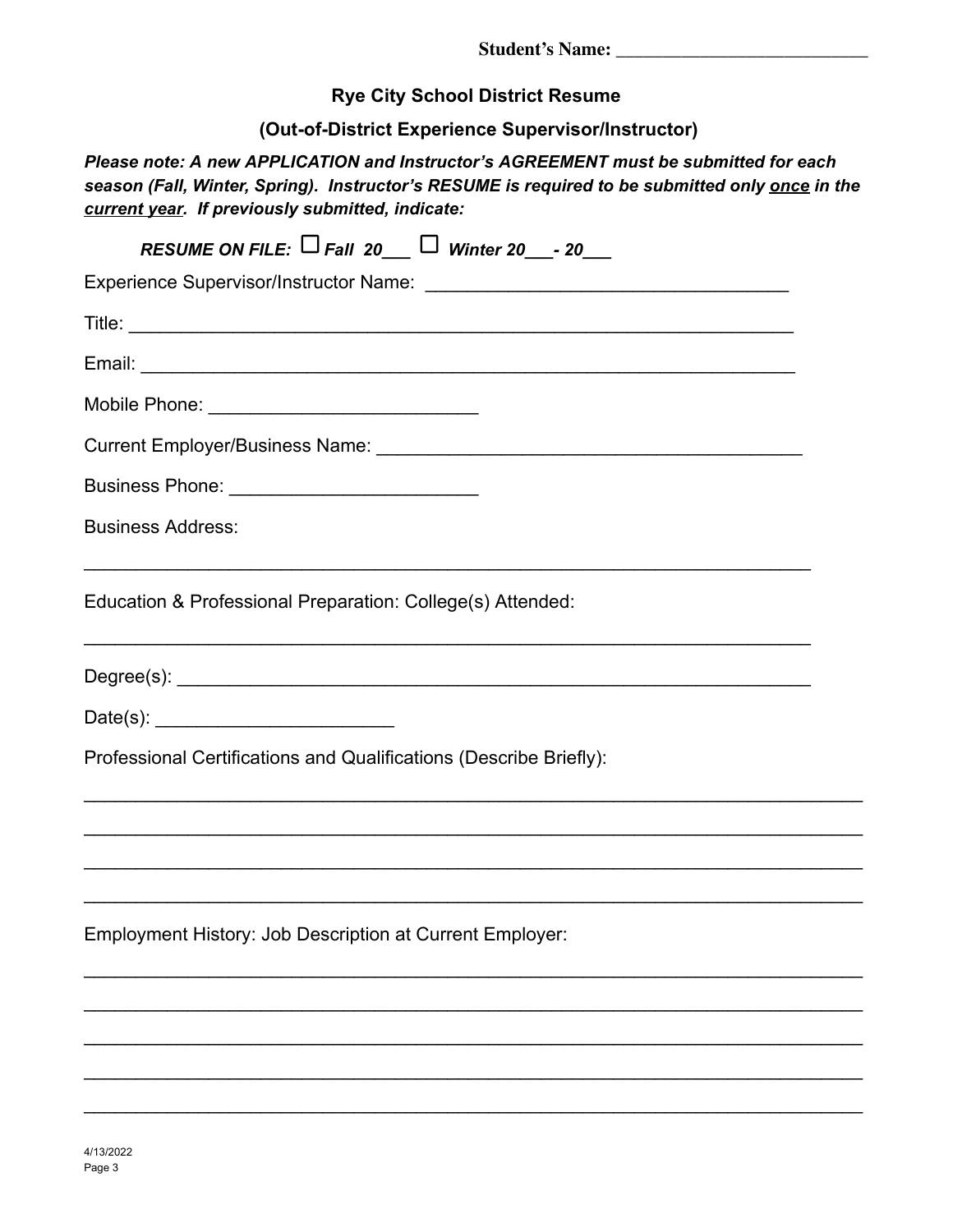**Student's Name: ___________________________**

## Rye City School District Resume

### (Out-of-District Experience Supervisor/Instructor)

***Please note: A new APPLICATION and Instructor's AGREEMENT must be submitted for each season (Fall, Winter, Spring). Instructor's RESUME is required to be submitted only <u>once</u> in the <u>current year</u>. If previously submitted, indicate:***

***RESUME ON FILE:*** ☐ ***Fall 20___*** ☐ ***Winter 20___- 20___***

Experience Supervisor/Instructor Name: ___________________________________

Title: _________________________________________________________________

Email: ________________________________________________________________

Mobile Phone: _________________________

Current Employer/Business Name: ________________________________________

Business Phone: _______________________

Business Address:

______________________________________________________________________

Education & Professional Preparation: College(s) Attended:

______________________________________________________________________

Degree(s): _____________________________________________________________

Date(s): ______________________

Professional Certifications and Qualifications (Describe Briefly):

__________________________________________________________________________

__________________________________________________________________________

__________________________________________________________________________

__________________________________________________________________________

Employment History: Job Description at Current Employer:

__________________________________________________________________________

__________________________________________________________________________

__________________________________________________________________________

__________________________________________________________________________

__________________________________________________________________________

4/13/2022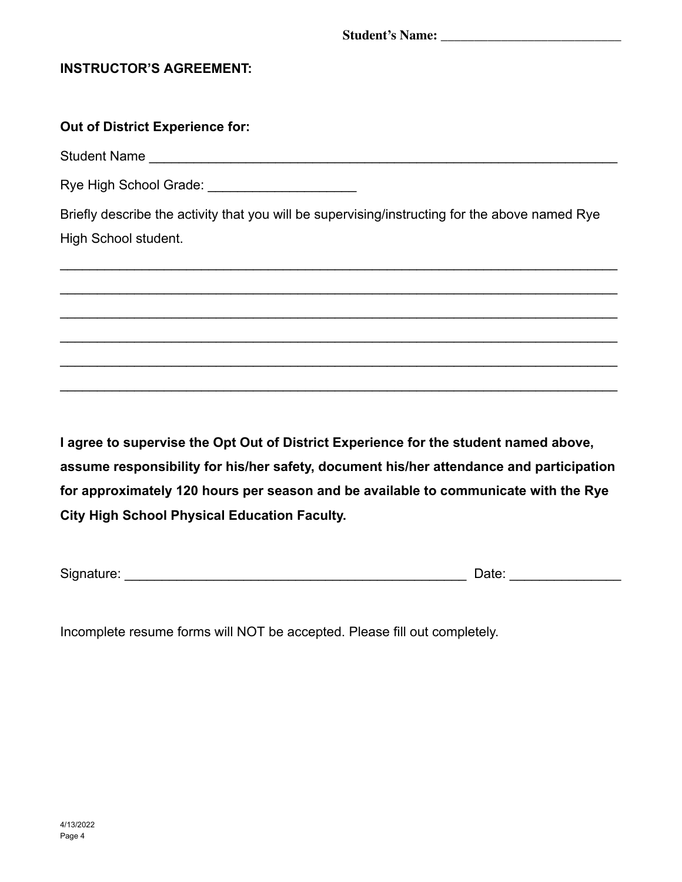**Student's Name: ___________________________**

**INSTRUCTOR'S AGREEMENT:**

**Out of District Experience for:**

Student Name _________________________________________________________________

Rye High School Grade: ___________________

Briefly describe the activity that you will be supervising/instructing for the above named Rye High School student.

_____________________________________________________________________________

_____________________________________________________________________________

_____________________________________________________________________________

_____________________________________________________________________________

_____________________________________________________________________________

_____________________________________________________________________________

**I agree to supervise the Opt Out of District Experience for the student named above, assume responsibility for his/her safety, document his/her attendance and participation for approximately 120 hours per season and be available to communicate with the Rye City High School Physical Education Faculty.**

Signature: ____________________________________________ Date: ______________

Incomplete resume forms will NOT be accepted. Please fill out completely.

4/13/2022